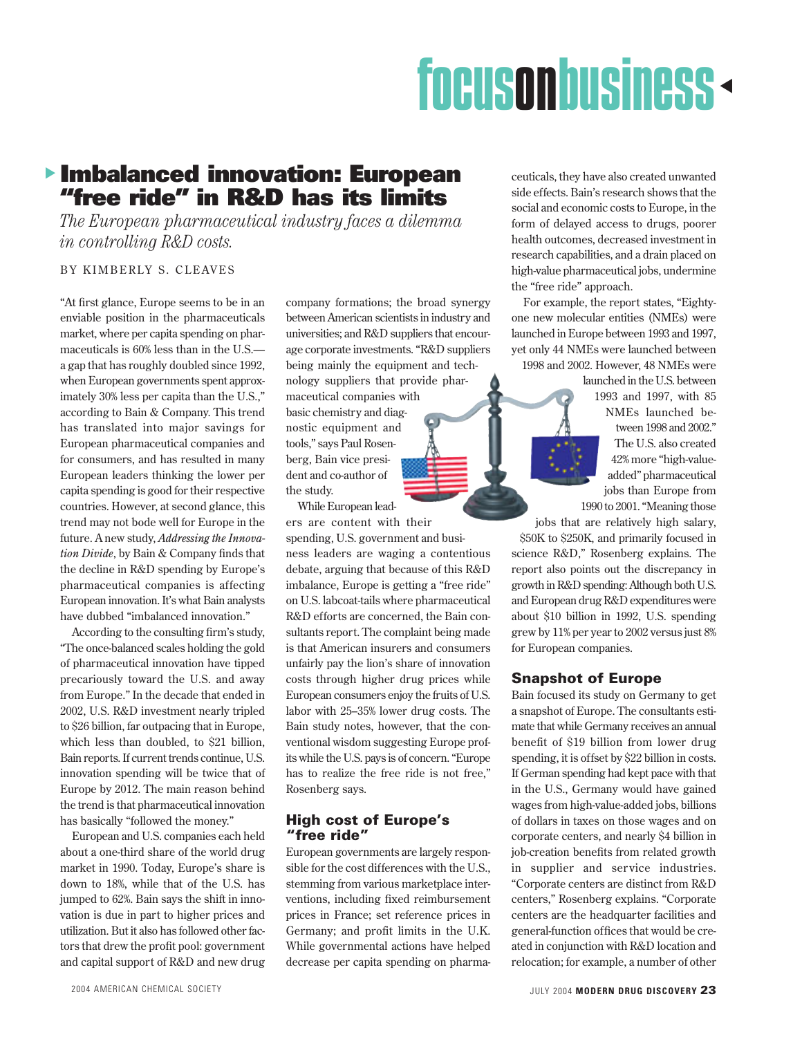# focusonbusiness

## Imbalanced innovation: European "free ride" in R&D has its limits

*The European pharmaceutical industry faces a dilemma in controlling R&D costs.*

BY KIMBERLY S. CLEAVES

"At first glance, Europe seems to be in an enviable position in the pharmaceuticals market, where per capita spending on pharmaceuticals is 60% less than in the U.S.—a gap that has roughly doubled since 1992, when European governments spent approximately 30% less per capita than the U.S.," according to Bain & Company. This trend has translated into major savings for European pharmaceutical companies and for consumers, and has resulted in many European leaders thinking the lower per capita spending is good for their respective countries. However, at second glance, this trend may not bode well for Europe in the future. A new study, *Addressing the Innovation Divide*, by Bain & Company finds that the decline in R&D spending by Europe's pharmaceutical companies is affecting European innovation. It's what Bain analysts have dubbed "imbalanced innovation."

According to the consulting firm's study, "The once-balanced scales holding the gold of pharmaceutical innovation have tipped precariously toward the U.S. and away from Europe." In the decade that ended in 2002, U.S. R&D investment nearly tripled to $26 billion, far outpacing that in Europe, which less than doubled, to $21 billion, Bain reports. If current trends continue, U.S. innovation spending will be twice that of Europe by 2012. The main reason behind the trend is that pharmaceutical innovation has basically "followed the money."

European and U.S. companies each held about a one-third share of the world drug market in 1990. Today, Europe's share is down to 18%, while that of the U.S. has jumped to 62%. Bain says the shift in innovation is due in part to higher prices and utilization. But it also has followed other factors that drew the profit pool: government and capital support of R&D and new drug company formations; the broad synergy between American scientists in industry and universities; and R&D suppliers that encourage corporate investments. "R&D suppliers being mainly the equipment and technology suppliers that provide pharmaceutical companies with basic chemistry and diagnostic equipment and tools," says Paul Rosenberg, Bain vice president and co-author of the study.

While European leaders are content with their spending, U.S. government and business leaders are waging a contentious debate, arguing that because of this R&D imbalance, Europe is getting a "free ride" on U.S. labcoat-tails where pharmaceutical R&D efforts are concerned, the Bain consultants report. The complaint being made is that American insurers and consumers unfairly pay the lion's share of innovation costs through higher drug prices while European consumers enjoy the fruits of U.S. labor with 25–35% lower drug costs. The Bain study notes, however, that the conventional wisdom suggesting Europe profits while the U.S. pays is of concern. "Europe has to realize the free ride is not free," Rosenberg says.

### High cost of Europe's "free ride"

European governments are largely responsible for the cost differences with the U.S., stemming from various marketplace interventions, including fixed reimbursement prices in France; set reference prices in Germany; and profit limits in the U.K. While governmental actions have helped decrease per capita spending on pharmaceuticals, they have also created unwanted side effects. Bain's research shows that the social and economic costs to Europe, in the form of delayed access to drugs, poorer health outcomes, decreased investment in research capabilities, and a drain placed on high-value pharmaceutical jobs, undermine the "free ride" approach.

For example, the report states, "Eighty-one new molecular entities (NMEs) were launched in Europe between 1993 and 1997, yet only 44 NMEs were launched between 1998 and 2002. However, 48 NMEs were launched in the U.S. between 1993 and 1997, with 85 NMEs launched between 1998 and 2002." The U.S. also created 42% more "high-value-added" pharmaceutical jobs than Europe from 1990 to 2001. "Meaning those jobs that are relatively high salary, $50K to $250K, and primarily focused in science R&D," Rosenberg explains. The report also points out the discrepancy in growth in R&D spending: Although both U.S. and European drug R&D expenditures were about $10 billion in 1992, U.S. spending grew by 11% per year to 2002 versus just 8% for European companies.

### Snapshot of Europe

Bain focused its study on Germany to get a snapshot of Europe. The consultants estimate that while Germany receives an annual benefit of $19 billion from lower drug spending, it is offset by $22 billion in costs. If German spending had kept pace with that in the U.S., Germany would have gained wages from high-value-added jobs, billions of dollars in taxes on those wages and on corporate centers, and nearly $4 billion in job-creation benefits from related growth in supplier and service industries. "Corporate centers are distinct from R&D centers," Rosenberg explains. "Corporate centers are the headquarter facilities and general-function offices that would be created in conjunction with R&D location and relocation; for example, a number of other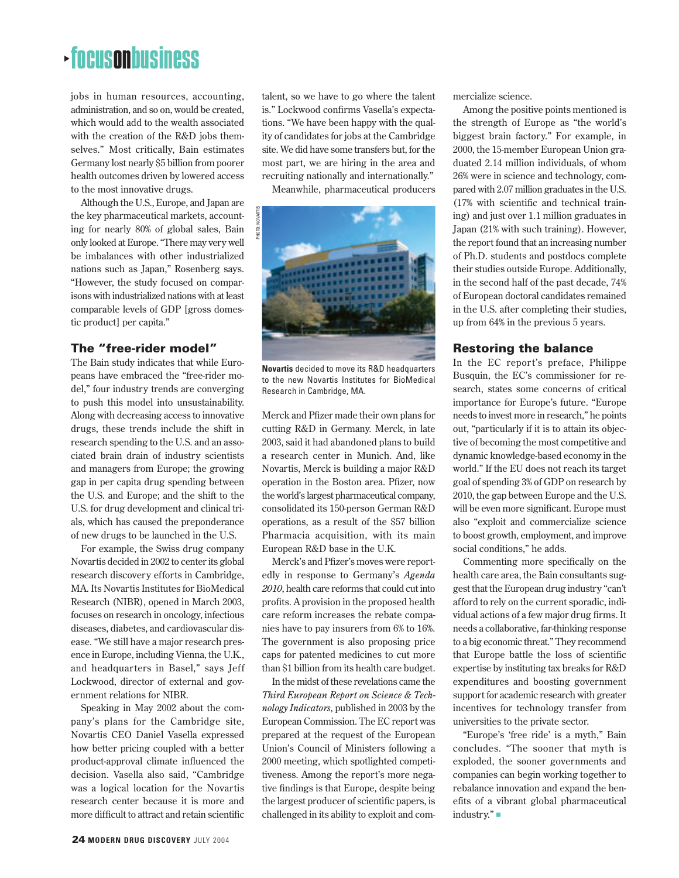jobs in human resources, accounting, administration, and so on, would be created, which would add to the wealth associated with the creation of the R&D jobs themselves." Most critically, Bain estimates Germany lost nearly $5 billion from poorer health outcomes driven by lowered access to the most innovative drugs.

Although the U.S., Europe, and Japan are the key pharmaceutical markets, accounting for nearly 80% of global sales, Bain only looked at Europe. "There may very well be imbalances with other industrialized nations such as Japan," Rosenberg says. "However, the study focused on comparisons with industrialized nations with at least comparable levels of GDP [gross domestic product] per capita."

## The "free-rider model"

The Bain study indicates that while Europeans have embraced the "free-rider model," four industry trends are converging to push this model into unsustainability. Along with decreasing access to innovative drugs, these trends include the shift in research spending to the U.S. and an associated brain drain of industry scientists and managers from Europe; the growing gap in per capita drug spending between the U.S. and Europe; and the shift to the U.S. for drug development and clinical trials, which has caused the preponderance of new drugs to be launched in the U.S.

For example, the Swiss drug company Novartis decided in 2002 to center its global research discovery efforts in Cambridge, MA. Its Novartis Institutes for BioMedical Research (NIBR), opened in March 2003, focuses on research in oncology, infectious diseases, diabetes, and cardiovascular disease. "We still have a major research presence in Europe, including Vienna, the U.K., and headquarters in Basel," says Jeff Lockwood, director of external and government relations for NIBR.

Speaking in May 2002 about the company's plans for the Cambridge site, Novartis CEO Daniel Vasella expressed how better pricing coupled with a better product-approval climate influenced the decision. Vasella also said, "Cambridge was a logical location for the Novartis research center because it is more and more difficult to attract and retain scientific talent, so we have to go where the talent is." Lockwood confirms Vasella's expectations. "We have been happy with the quality of candidates for jobs at the Cambridge site. We did have some transfers but, for the most part, we are hiring in the area and recruiting nationally and internationally."

Meanwhile, pharmaceutical producers Merck and Pfizer made their own plans for cutting R&D in Germany. Merck, in late 2003, said it had abandoned plans to build a research center in Munich. And, like Novartis, Merck is building a major R&D operation in the Boston area. Pfizer, now the world's largest pharmaceutical company, consolidated its 150-person German R&D operations, as a result of the $57 billion Pharmacia acquisition, with its main European R&D base in the U.K.

PHOTO: NOVARTIS

**Novartis** decided to move its R&D headquarters to the new Novartis Institutes for BioMedical Research in Cambridge, MA.

Merck's and Pfizer's moves were reportedly in response to Germany's *Agenda 2010*, health care reforms that could cut into profits. A provision in the proposed health care reform increases the rebate companies have to pay insurers from 6% to 16%. The government is also proposing price caps for patented medicines to cut more than $1 billion from its health care budget.

In the midst of these revelations came the *Third European Report on Science & Technology Indicators*, published in 2003 by the European Commission. The EC report was prepared at the request of the European Union's Council of Ministers following a 2000 meeting, which spotlighted competitiveness. Among the report's more negative findings is that Europe, despite being the largest producer of scientific papers, is challenged in its ability to exploit and commercialize science.

Among the positive points mentioned is the strength of Europe as "the world's biggest brain factory." For example, in 2000, the 15-member European Union graduated 2.14 million individuals, of whom 26% were in science and technology, compared with 2.07 million graduates in the U.S. (17% with scientific and technical training) and just over 1.1 million graduates in Japan (21% with such training). However, the report found that an increasing number of Ph.D. students and postdocs complete their studies outside Europe. Additionally, in the second half of the past decade, 74% of European doctoral candidates remained in the U.S. after completing their studies, up from 64% in the previous 5 years.

## Restoring the balance

In the EC report's preface, Philippe Busquin, the EC's commissioner for research, states some concerns of critical importance for Europe's future. "Europe needs to invest more in research," he points out, "particularly if it is to attain its objective of becoming the most competitive and dynamic knowledge-based economy in the world." If the EU does not reach its target goal of spending 3% of GDP on research by 2010, the gap between Europe and the U.S. will be even more significant. Europe must also "exploit and commercialize science to boost growth, employment, and improve social conditions," he adds.

Commenting more specifically on the health care area, the Bain consultants suggest that the European drug industry "can't afford to rely on the current sporadic, individual actions of a few major drug firms. It needs a collaborative, far-thinking response to a big economic threat." They recommend that Europe battle the loss of scientific expertise by instituting tax breaks for R&D expenditures and boosting government support for academic research with greater incentives for technology transfer from universities to the private sector.

"Europe's 'free ride' is a myth," Bain concludes. "The sooner that myth is exploded, the sooner governments and companies can begin working together to rebalance innovation and expand the benefits of a vibrant global pharmaceutical industry." ■